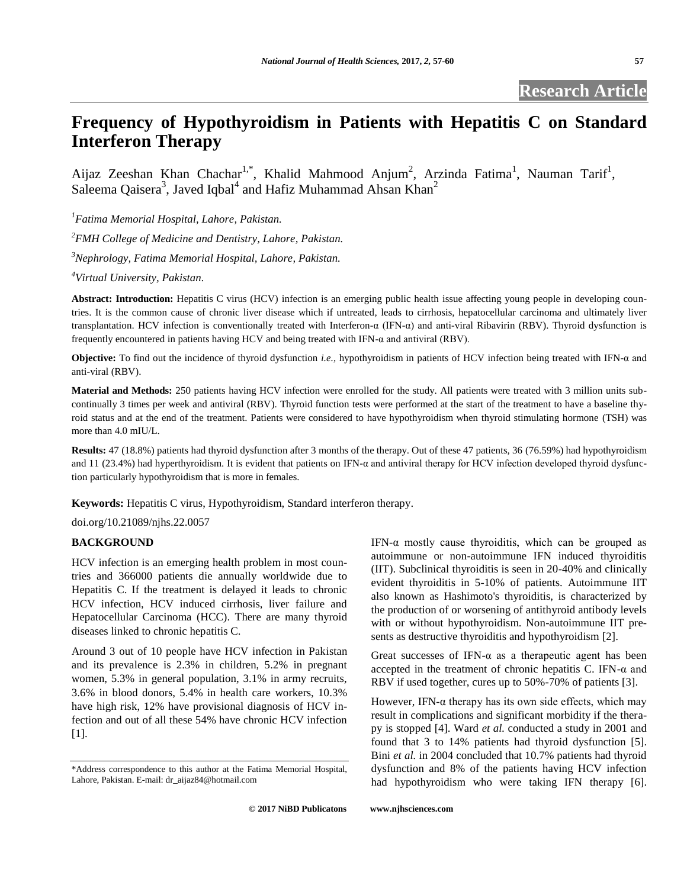Research Article

# Frequency of Hypothyroidism in Patients with Hepatitis C on Standard Interferon Therapy

Aijaz Zeeshan Khan Chachar[1,*], Khalid Mahmood Anjum[2], Arzinda Fatima[1], Nauman Tarif[1], Saleema Qaisera[3], Javed Iqbal[4] and Hafiz Muhammad Ahsan Khan[2]

[1]*Fatima Memorial Hospital, Lahore, Pakistan.*

[2]*FMH College of Medicine and Dentistry, Lahore, Pakistan.*

[3]*Nephrology, Fatima Memorial Hospital, Lahore, Pakistan.*

[4]*Virtual University, Pakistan.*

**Abstract: Introduction:** Hepatitis C virus (HCV) infection is an emerging public health issue affecting young people in developing countries. It is the common cause of chronic liver disease which if untreated, leads to cirrhosis, hepatocellular carcinoma and ultimately liver transplantation. HCV infection is conventionally treated with Interferon-α (IFN-α) and anti-viral Ribavirin (RBV). Thyroid dysfunction is frequently encountered in patients having HCV and being treated with IFN-α and antiviral (RBV).

**Objective:** To find out the incidence of thyroid dysfunction *i.e.,* hypothyroidism in patients of HCV infection being treated with IFN-α and anti-viral (RBV).

**Material and Methods:** 250 patients having HCV infection were enrolled for the study. All patients were treated with 3 million units sub-continually 3 times per week and antiviral (RBV). Thyroid function tests were performed at the start of the treatment to have a baseline thyroid status and at the end of the treatment. Patients were considered to have hypothyroidism when thyroid stimulating hormone (TSH) was more than 4.0 mIU/L.

**Results:** 47 (18.8%) patients had thyroid dysfunction after 3 months of the therapy. Out of these 47 patients, 36 (76.59%) had hypothyroidism and 11 (23.4%) had hyperthyroidism. It is evident that patients on IFN-α and antiviral therapy for HCV infection developed thyroid dysfunction particularly hypothyroidism that is more in females.

**Keywords:** Hepatitis C virus, Hypothyroidism, Standard interferon therapy.

doi.org/10.21089/njhs.22.0057

## BACKGROUND

HCV infection is an emerging health problem in most countries and 366000 patients die annually worldwide due to Hepatitis C. If the treatment is delayed it leads to chronic HCV infection, HCV induced cirrhosis, liver failure and Hepatocellular Carcinoma (HCC). There are many thyroid diseases linked to chronic hepatitis C.

Around 3 out of 10 people have HCV infection in Pakistan and its prevalence is 2.3% in children, 5.2% in pregnant women, 5.3% in general population, 3.1% in army recruits, 3.6% in blood donors, 5.4% in health care workers, 10.3% have high risk, 12% have provisional diagnosis of HCV infection and out of all these 54% have chronic HCV infection [1].

IFN-α mostly cause thyroiditis, which can be grouped as autoimmune or non-autoimmune IFN induced thyroiditis (IIT). Subclinical thyroiditis is seen in 20-40% and clinically evident thyroiditis in 5-10% of patients. Autoimmune IIT also known as Hashimoto's thyroiditis, is characterized by the production of or worsening of antithyroid antibody levels with or without hypothyroidism. Non-autoimmune IIT presents as destructive thyroiditis and hypothyroidism [2].

Great successes of IFN-α as a therapeutic agent has been accepted in the treatment of chronic hepatitis C. IFN-α and RBV if used together, cures up to 50%-70% of patients [3].

However, IFN-α therapy has its own side effects, which may result in complications and significant morbidity if the therapy is stopped [4]. Ward *et al.* conducted a study in 2001 and found that 3 to 14% patients had thyroid dysfunction [5]. Bini *et al.* in 2004 concluded that 10.7% patients had thyroid dysfunction and 8% of the patients having HCV infection had hypothyroidism who were taking IFN therapy [6].

*Address correspondence to this author at the Fatima Memorial Hospital, Lahore, Pakistan. E-mail: dr_aijaz84@hotmail.com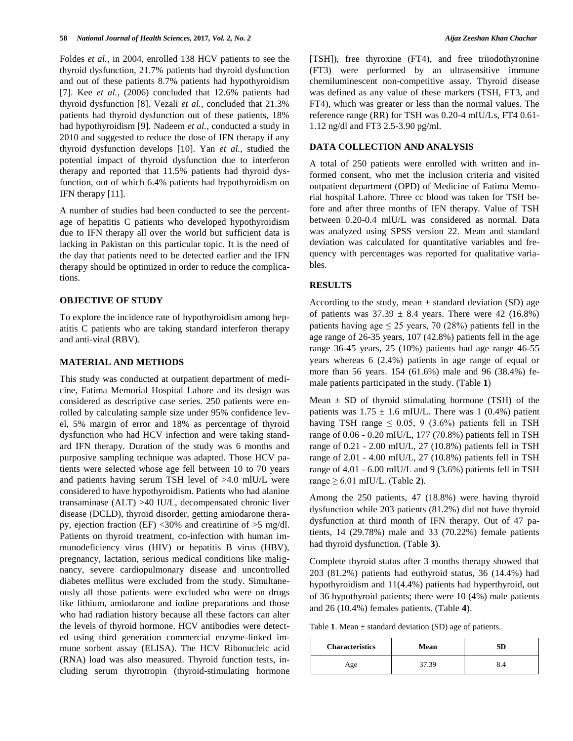Foldes *et al.,* in 2004, enrolled 138 HCV patients to see the thyroid dysfunction, 21.7% patients had thyroid dysfunction and out of these patients 8.7% patients had hypothyroidism [7]. Kee *et al.,* (2006) concluded that 12.6% patients had thyroid dysfunction [8]. Vezali *et al.,* concluded that 21.3% patients had thyroid dysfunction out of these patients, 18% had hypothyroidism [9]. Nadeem *et al.,* conducted a study in 2010 and suggested to reduce the dose of IFN therapy if any thyroid dysfunction develops [10]. Yan *et al.,* studied the potential impact of thyroid dysfunction due to interferon therapy and reported that 11.5% patients had thyroid dysfunction, out of which 6.4% patients had hypothyroidism on IFN therapy [11].

A number of studies had been conducted to see the percentage of hepatitis C patients who developed hypothyroidism due to IFN therapy all over the world but sufficient data is lacking in Pakistan on this particular topic. It is the need of the day that patients need to be detected earlier and the IFN therapy should be optimized in order to reduce the complications.

## OBJECTIVE OF STUDY

To explore the incidence rate of hypothyroidism among hepatitis C patients who are taking standard interferon therapy and anti-viral (RBV).

## MATERIAL AND METHODS

This study was conducted at outpatient department of medicine, Fatima Memorial Hospital Lahore and its design was considered as descriptive case series. 250 patients were enrolled by calculating sample size under 95% confidence level, 5% margin of error and 18% as percentage of thyroid dysfunction who had HCV infection and were taking standard IFN therapy. Duration of the study was 6 months and purposive sampling technique was adapted. Those HCV patients were selected whose age fell between 10 to 70 years and patients having serum TSH level of >4.0 mlU/L were considered to have hypothyroidism. Patients who had alanine transaminase (ALT) >40 IU/L, decompensated chronic liver disease (DCLD), thyroid disorder, getting amiodarone therapy, ejection fraction (EF) <30% and creatinine of >5 mg/dl. Patients on thyroid treatment, co-infection with human immunodeficiency virus (HIV) or hepatitis B virus (HBV), pregnancy, lactation, serious medical conditions like malignancy, severe cardiopulmonary disease and uncontrolled diabetes mellitus were excluded from the study. Simultaneously all those patients were excluded who were on drugs like lithium, amiodarone and iodine preparations and those who had radiation history because all these factors can alter the levels of thyroid hormone. HCV antibodies were detected using third generation commercial enzyme-linked immune sorbent assay (ELISA). The HCV Ribonucleic acid (RNA) load was also measured. Thyroid function tests, including serum thyrotropin (thyroid-stimulating hormone [TSH]), free thyroxine (FT4), and free triiodothyronine (FT3) were performed by an ultrasensitive immune chemiluminescent non-competitive assay. Thyroid disease was defined as any value of these markers (TSH, FT3, and FT4), which was greater or less than the normal values. The reference range (RR) for TSH was 0.20-4 mIU/Ls, FT4 0.61-1.12 ng/dl and FT3 2.5-3.90 pg/ml.

## DATA COLLECTION AND ANALYSIS

A total of 250 patients were enrolled with written and informed consent, who met the inclusion criteria and visited outpatient department (OPD) of Medicine of Fatima Memorial hospital Lahore. Three cc blood was taken for TSH before and after three months of IFN therapy. Value of TSH between 0.20-0.4 mlU/L was considered as normal. Data was analyzed using SPSS version 22. Mean and standard deviation was calculated for quantitative variables and frequency with percentages was reported for qualitative variables.

## RESULTS

According to the study, mean ± standard deviation (SD) age of patients was 37.39 ± 8.4 years. There were 42 (16.8%) patients having age ≤ 25 years, 70 (28%) patients fell in the age range of 26-35 years, 107 (42.8%) patients fell in the age range 36-45 years, 25 (10%) patients had age range 46-55 years whereas 6 (2.4%) patients in age range of equal or more than 56 years. 154 (61.6%) male and 96 (38.4%) female patients participated in the study. (Table **1**)

Mean ± SD of thyroid stimulating hormone (TSH) of the patients was 1.75 ± 1.6 mIU/L. There was 1 (0.4%) patient having TSH range ≤ 0.05, 9 (3.6%) patients fell in TSH range of 0.06 - 0.20 mIU/L, 177 (70.8%) patients fell in TSH range of 0.21 - 2.00 mIU/L, 27 (10.8%) patients fell in TSH range of 2.01 - 4.00 mIU/L, 27 (10.8%) patients fell in TSH range of 4.01 - 6.00 mIU/L and 9 (3.6%) patients fell in TSH range ≥ 6.01 mIU/L. (Table **2**).

Among the 250 patients, 47 (18.8%) were having thyroid dysfunction while 203 patients (81.2%) did not have thyroid dysfunction at third month of IFN therapy. Out of 47 patients, 14 (29.78%) male and 33 (70.22%) female patients had thyroid dysfunction. (Table **3**).

Complete thyroid status after 3 months therapy showed that 203 (81.2%) patients had euthyroid status, 36 (14.4%) had hypothyroidism and 11(4.4%) patients had hyperthyroid, out of 36 hypothyroid patients; there were 10 (4%) male patients and 26 (10.4%) females patients. (Table **4**).

Table **1**. Mean ± standard deviation (SD) age of patients.

| Characteristics | Mean | SD |
|---|---|---|
| Age | 37.39 | 8.4 |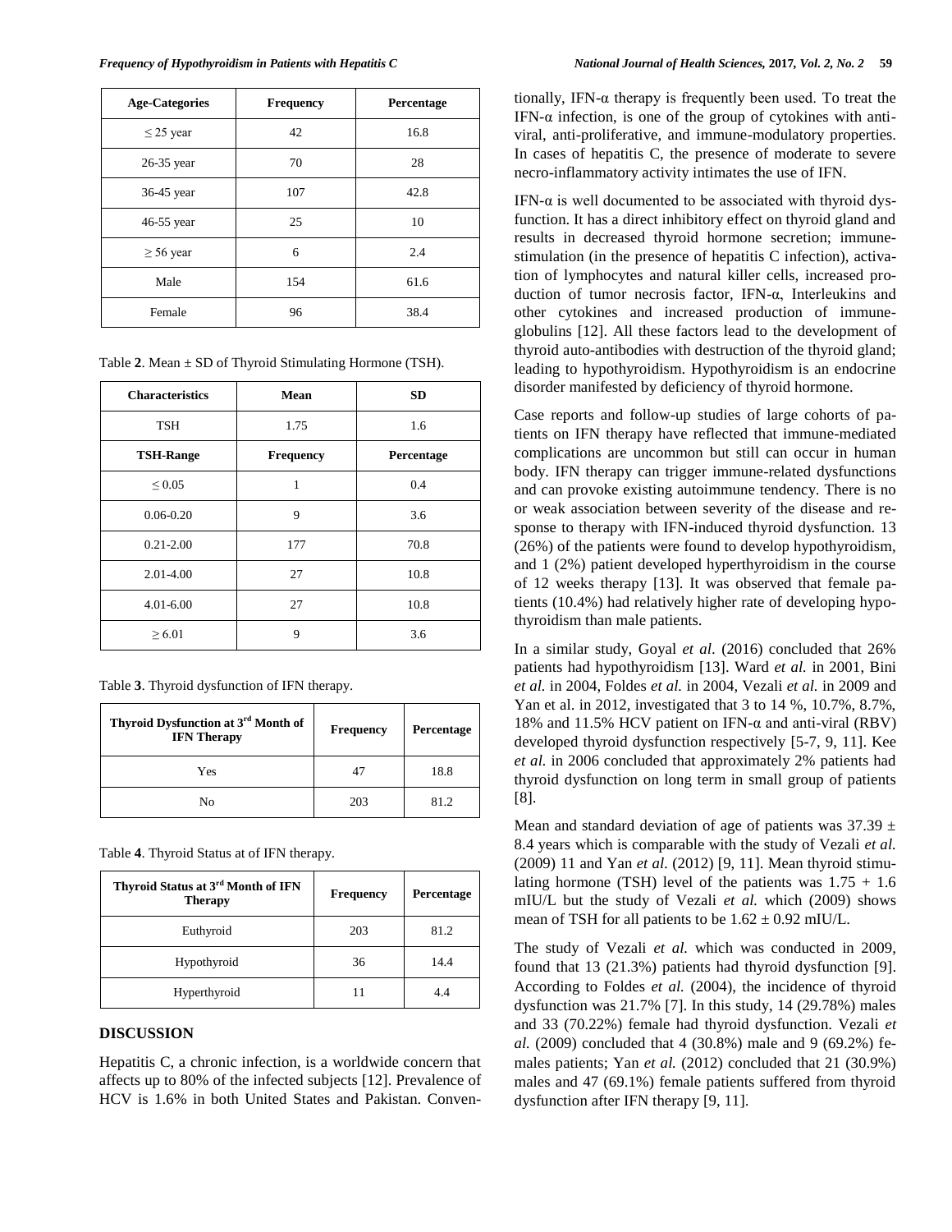| Age-Categories | Frequency | Percentage |
|---|---|---|
| ≤ 25 year | 42 | 16.8 |
| 26-35 year | 70 | 28 |
| 36-45 year | 107 | 42.8 |
| 46-55 year | 25 | 10 |
| ≥ 56 year | 6 | 2.4 |
| Male | 154 | 61.6 |
| Female | 96 | 38.4 |

Table **2**. Mean ± SD of Thyroid Stimulating Hormone (TSH).

| Characteristics | Mean | SD |
|---|---|---|
| TSH | 1.75 | 1.6 |
| **TSH-Range** | **Frequency** | **Percentage** |
| ≤ 0.05 | 1 | 0.4 |
| 0.06-0.20 | 9 | 3.6 |
| 0.21-2.00 | 177 | 70.8 |
| 2.01-4.00 | 27 | 10.8 |
| 4.01-6.00 | 27 | 10.8 |
| ≥ 6.01 | 9 | 3.6 |

Table **3**. Thyroid dysfunction of IFN therapy.

| Thyroid Dysfunction at 3rd Month of IFN Therapy | Frequency | Percentage |
|---|---|---|
| Yes | 47 | 18.8 |
| No | 203 | 81.2 |

Table **4**. Thyroid Status at of IFN therapy.

| Thyroid Status at 3rd Month of IFN Therapy | Frequency | Percentage |
|---|---|---|
| Euthyroid | 203 | 81.2 |
| Hypothyroid | 36 | 14.4 |
| Hyperthyroid | 11 | 4.4 |

## DISCUSSION

Hepatitis C, a chronic infection, is a worldwide concern that affects up to 80% of the infected subjects [12]. Prevalence of HCV is 1.6% in both United States and Pakistan. Conventionally, IFN-α therapy is frequently been used. To treat the IFN-α infection, is one of the group of cytokines with anti-viral, anti-proliferative, and immune-modulatory properties. In cases of hepatitis C, the presence of moderate to severe necro-inflammatory activity intimates the use of IFN.

IFN-α is well documented to be associated with thyroid dysfunction. It has a direct inhibitory effect on thyroid gland and results in decreased thyroid hormone secretion; immune-stimulation (in the presence of hepatitis C infection), activation of lymphocytes and natural killer cells, increased production of tumor necrosis factor, IFN-α, Interleukins and other cytokines and increased production of immune-globulins [12]. All these factors lead to the development of thyroid auto-antibodies with destruction of the thyroid gland; leading to hypothyroidism. Hypothyroidism is an endocrine disorder manifested by deficiency of thyroid hormone.

Case reports and follow-up studies of large cohorts of patients on IFN therapy have reflected that immune-mediated complications are uncommon but still can occur in human body. IFN therapy can trigger immune-related dysfunctions and can provoke existing autoimmune tendency. There is no or weak association between severity of the disease and response to therapy with IFN-induced thyroid dysfunction. 13 (26%) of the patients were found to develop hypothyroidism, and 1 (2%) patient developed hyperthyroidism in the course of 12 weeks therapy [13]. It was observed that female patients (10.4%) had relatively higher rate of developing hypothyroidism than male patients.

In a similar study, Goyal *et al*. (2016) concluded that 26% patients had hypothyroidism [13]. Ward *et al.* in 2001, Bini *et al.* in 2004, Foldes *et al.* in 2004, Vezali *et al.* in 2009 and Yan et al. in 2012, investigated that 3 to 14 %, 10.7%, 8.7%, 18% and 11.5% HCV patient on IFN-α and anti-viral (RBV) developed thyroid dysfunction respectively [5-7, 9, 11]. Kee *et al.* in 2006 concluded that approximately 2% patients had thyroid dysfunction on long term in small group of patients [8].

Mean and standard deviation of age of patients was 37.39 ± 8.4 years which is comparable with the study of Vezali *et al.* (2009) 11 and Yan *et al.* (2012) [9, 11]. Mean thyroid stimulating hormone (TSH) level of the patients was 1.75 + 1.6 mIU/L but the study of Vezali *et al.* which (2009) shows mean of TSH for all patients to be 1.62 ± 0.92 mIU/L.

The study of Vezali *et al.* which was conducted in 2009, found that 13 (21.3%) patients had thyroid dysfunction [9]. According to Foldes *et al.* (2004), the incidence of thyroid dysfunction was 21.7% [7]. In this study, 14 (29.78%) males and 33 (70.22%) female had thyroid dysfunction. Vezali *et al.* (2009) concluded that 4 (30.8%) male and 9 (69.2%) females patients; Yan *et al.* (2012) concluded that 21 (30.9%) males and 47 (69.1%) female patients suffered from thyroid dysfunction after IFN therapy [9, 11].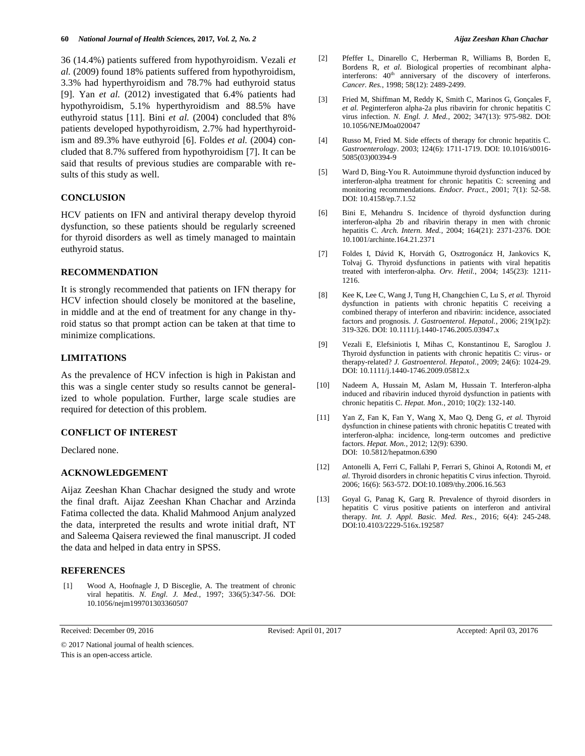36 (14.4%) patients suffered from hypothyroidism. Vezali *et al.* (2009) found 18% patients suffered from hypothyroidism, 3.3% had hyperthyroidism and 78.7% had euthyroid status [9]. Yan *et al.* (2012) investigated that 6.4% patients had hypothyroidism, 5.1% hyperthyroidism and 88.5% have euthyroid status [11]. Bini *et al.* (2004) concluded that 8% patients developed hypothyroidism, 2.7% had hyperthyroidism and 89.3% have euthyroid [6]. Foldes *et al.* (2004) concluded that 8.7% suffered from hypothyroidism [7]. It can be said that results of previous studies are comparable with results of this study as well.

## CONCLUSION

HCV patients on IFN and antiviral therapy develop thyroid dysfunction, so these patients should be regularly screened for thyroid disorders as well as timely managed to maintain euthyroid status.

## RECOMMENDATION

It is strongly recommended that patients on IFN therapy for HCV infection should closely be monitored at the baseline, in middle and at the end of treatment for any change in thyroid status so that prompt action can be taken at that time to minimize complications.

## LIMITATIONS

As the prevalence of HCV infection is high in Pakistan and this was a single center study so results cannot be generalized to whole population. Further, large scale studies are required for detection of this problem.

## CONFLICT OF INTEREST

Declared none.

## ACKNOWLEDGEMENT

Aijaz Zeeshan Khan Chachar designed the study and wrote the final draft. Aijaz Zeeshan Khan Chachar and Arzinda Fatima collected the data. Khalid Mahmood Anjum analyzed the data, interpreted the results and wrote initial draft, NT and Saleema Qaisera reviewed the final manuscript. JI coded the data and helped in data entry in SPSS.

## REFERENCES

[1] Wood A, Hoofnagle J, D Bisceglie, A. The treatment of chronic viral hepatitis. *N. Engl. J. Med.*, 1997; 336(5):347-56. DOI: 10.1056/nejm199701303360507

[2] Pfeffer L, Dinarello C, Herberman R, Williams B, Borden E, Bordens R, *et al.* Biological properties of recombinant alpha-interferons: 40th anniversary of the discovery of interferons. *Cancer. Res.*, 1998; 58(12): 2489-2499.

[3] Fried M, Shiffman M, Reddy K, Smith C, Marinos G, Gonçales F, *et al.* Peginterferon alpha-2a plus ribavirin for chronic hepatitis C virus infection. *N. Engl. J. Med.*, 2002; 347(13): 975-982. DOI: 10.1056/NEJMoa020047

[4] Russo M, Fried M. Side effects of therapy for chronic hepatitis C. *Gastroenterology*. 2003; 124(6): 1711-1719. DOI: 10.1016/s0016-5085(03)00394-9

[5] Ward D, Bing-You R. Autoimmune thyroid dysfunction induced by interferon-alpha treatment for chronic hepatitis C: screening and monitoring recommendations. *Endocr. Pract.*, 2001; 7(1): 52-58. DOI: 10.4158/ep.7.1.52

[6] Bini E, Mehandru S. Incidence of thyroid dysfunction during interferon-alpha 2b and ribavirin therapy in men with chronic hepatitis C. *Arch. Intern. Med.*, 2004; 164(21): 2371-2376. DOI: 10.1001/archinte.164.21.2371

[7] Foldes I, Dávid K, Horváth G, Osztrogonácz H, Jankovics K, Tolvaj G. Thyroid dysfunctions in patients with viral hepatitis treated with interferon-alpha. *Orv. Hetil.*, 2004; 145(23): 1211-1216.

[8] Kee K, Lee C, Wang J, Tung H, Changchien C, Lu S, *et al.* Thyroid dysfunction in patients with chronic hepatitis C receiving a combined therapy of interferon and ribavirin: incidence, associated factors and prognosis. *J. Gastroenterol. Hepatol.*, 2006; 219(1p2): 319-326. DOI: 10.1111/j.1440-1746.2005.03947.x

[9] Vezali E, Elefsiniotis I, Mihas C, Konstantinou E, Saroglou J. Thyroid dysfunction in patients with chronic hepatitis C: virus- or therapy-related? *J. Gastroenterol. Hepatol.*, 2009; 24(6): 1024-29. DOI: 10.1111/j.1440-1746.2009.05812.x

[10] Nadeem A, Hussain M, Aslam M, Hussain T. Interferon-alpha induced and ribavirin induced thyroid dysfunction in patients with chronic hepatitis C. *Hepat. Mon.*, 2010; 10(2): 132-140.

[11] Yan Z, Fan K, Fan Y, Wang X, Mao Q, Deng G, *et al.* Thyroid dysfunction in chinese patients with chronic hepatitis C treated with interferon-alpha: incidence, long-term outcomes and predictive factors. *Hepat. Mon.*, 2012; 12(9): 6390. DOI: 10.5812/hepatmon.6390

[12] Antonelli A, Ferri C, Fallahi P, Ferrari S, Ghinoi A, Rotondi M, *et al.* Thyroid disorders in chronic hepatitis C virus infection. Thyroid. 2006; 16(6): 563-572. DOI:10.1089/thy.2006.16.563

[13] Goyal G, Panag K, Garg R. Prevalence of thyroid disorders in hepatitis C virus positive patients on interferon and antiviral therapy. *Int. J. Appl. Basic. Med. Res.*, 2016; 6(4): 245-248. DOI:10.4103/2229-516x.192587

Received: December 09, 2016 Revised: April 01, 2017 Accepted: April 03, 20176

© 2017 National journal of health sciences.
This is an open-access article.